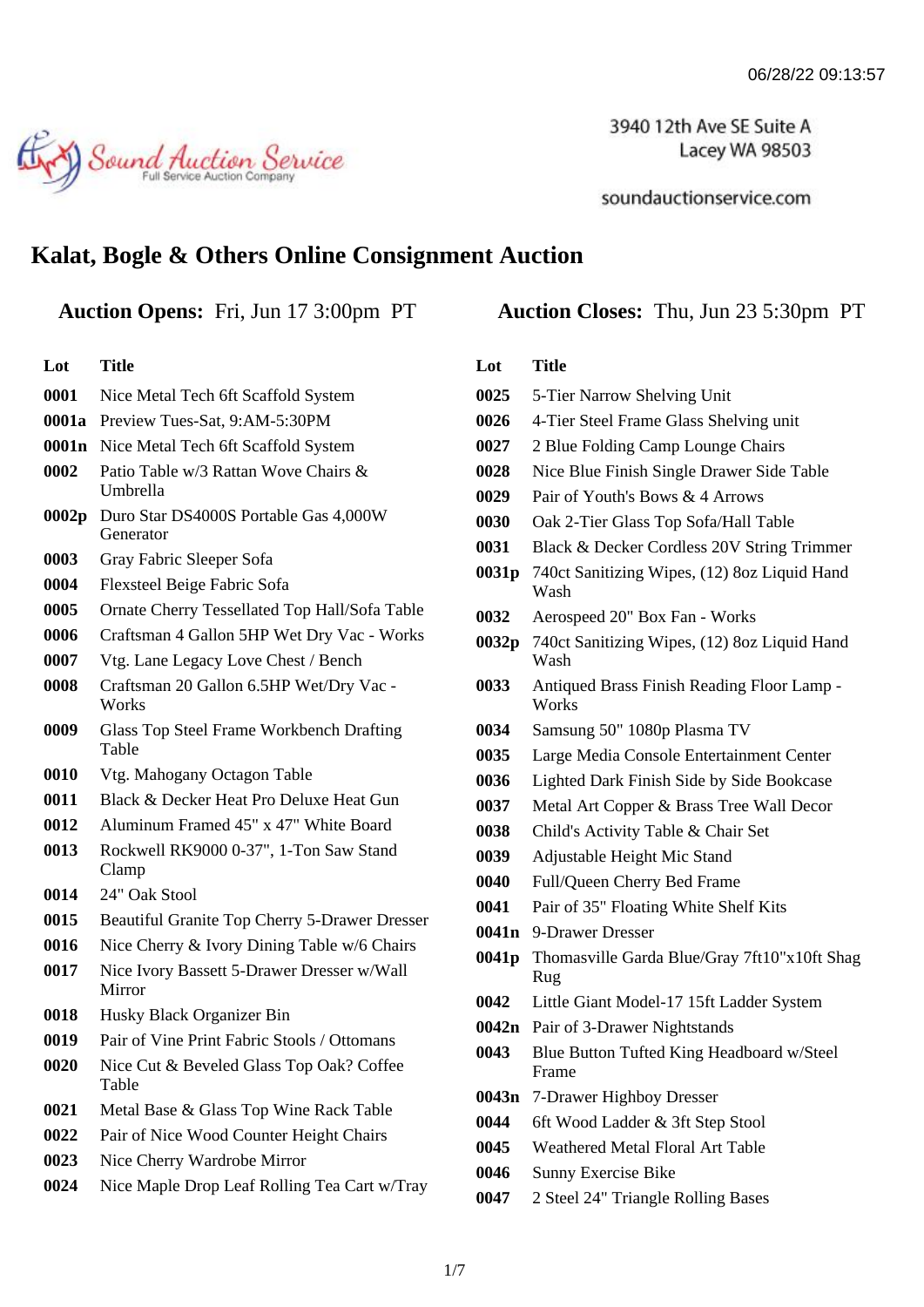06/28/22 09:13:57

Sound Auction Service
Full Service Auction Company

3940 12th Ave SE Suite A
Lacey WA 98503

soundauctionservice.com

# Kalat, Bogle & Others Online Consignment Auction

**Auction Opens:** Fri, Jun 17 3:00pm PT

**Auction Closes:** Thu, Jun 23 5:30pm PT

| Lot | Title |
|---|---|
| 0001 | Nice Metal Tech 6ft Scaffold System |
| 0001a | Preview Tues-Sat, 9:AM-5:30PM |
| 0001n | Nice Metal Tech 6ft Scaffold System |
| 0002 | Patio Table w/3 Rattan Wove Chairs & Umbrella |
| 0002p | Duro Star DS4000S Portable Gas 4,000W Generator |
| 0003 | Gray Fabric Sleeper Sofa |
| 0004 | Flexsteel Beige Fabric Sofa |
| 0005 | Ornate Cherry Tessellated Top Hall/Sofa Table |
| 0006 | Craftsman 4 Gallon 5HP Wet Dry Vac - Works |
| 0007 | Vtg. Lane Legacy Love Chest / Bench |
| 0008 | Craftsman 20 Gallon 6.5HP Wet/Dry Vac - Works |
| 0009 | Glass Top Steel Frame Workbench Drafting Table |
| 0010 | Vtg. Mahogany Octagon Table |
| 0011 | Black & Decker Heat Pro Deluxe Heat Gun |
| 0012 | Aluminum Framed 45" x 47" White Board |
| 0013 | Rockwell RK9000 0-37", 1-Ton Saw Stand Clamp |
| 0014 | 24" Oak Stool |
| 0015 | Beautiful Granite Top Cherry 5-Drawer Dresser |
| 0016 | Nice Cherry & Ivory Dining Table w/6 Chairs |
| 0017 | Nice Ivory Bassett 5-Drawer Dresser w/Wall Mirror |
| 0018 | Husky Black Organizer Bin |
| 0019 | Pair of Vine Print Fabric Stools / Ottomans |
| 0020 | Nice Cut & Beveled Glass Top Oak? Coffee Table |
| 0021 | Metal Base & Glass Top Wine Rack Table |
| 0022 | Pair of Nice Wood Counter Height Chairs |
| 0023 | Nice Cherry Wardrobe Mirror |
| 0024 | Nice Maple Drop Leaf Rolling Tea Cart w/Tray |
| 0025 | 5-Tier Narrow Shelving Unit |
| 0026 | 4-Tier Steel Frame Glass Shelving unit |
| 0027 | 2 Blue Folding Camp Lounge Chairs |
| 0028 | Nice Blue Finish Single Drawer Side Table |
| 0029 | Pair of Youth's Bows & 4 Arrows |
| 0030 | Oak 2-Tier Glass Top Sofa/Hall Table |
| 0031 | Black & Decker Cordless 20V String Trimmer |
| 0031p | 740ct Sanitizing Wipes, (12) 8oz Liquid Hand Wash |
| 0032 | Aerospeed 20" Box Fan - Works |
| 0032p | 740ct Sanitizing Wipes, (12) 8oz Liquid Hand Wash |
| 0033 | Antiqued Brass Finish Reading Floor Lamp - Works |
| 0034 | Samsung 50" 1080p Plasma TV |
| 0035 | Large Media Console Entertainment Center |
| 0036 | Lighted Dark Finish Side by Side Bookcase |
| 0037 | Metal Art Copper & Brass Tree Wall Decor |
| 0038 | Child's Activity Table & Chair Set |
| 0039 | Adjustable Height Mic Stand |
| 0040 | Full/Queen Cherry Bed Frame |
| 0041 | Pair of 35" Floating White Shelf Kits |
| 0041n | 9-Drawer Dresser |
| 0041p | Thomasville Garda Blue/Gray 7ft10"x10ft Shag Rug |
| 0042 | Little Giant Model-17 15ft Ladder System |
| 0042n | Pair of 3-Drawer Nightstands |
| 0043 | Blue Button Tufted King Headboard w/Steel Frame |
| 0043n | 7-Drawer Highboy Dresser |
| 0044 | 6ft Wood Ladder & 3ft Step Stool |
| 0045 | Weathered Metal Floral Art Table |
| 0046 | Sunny Exercise Bike |
| 0047 | 2 Steel 24" Triangle Rolling Bases |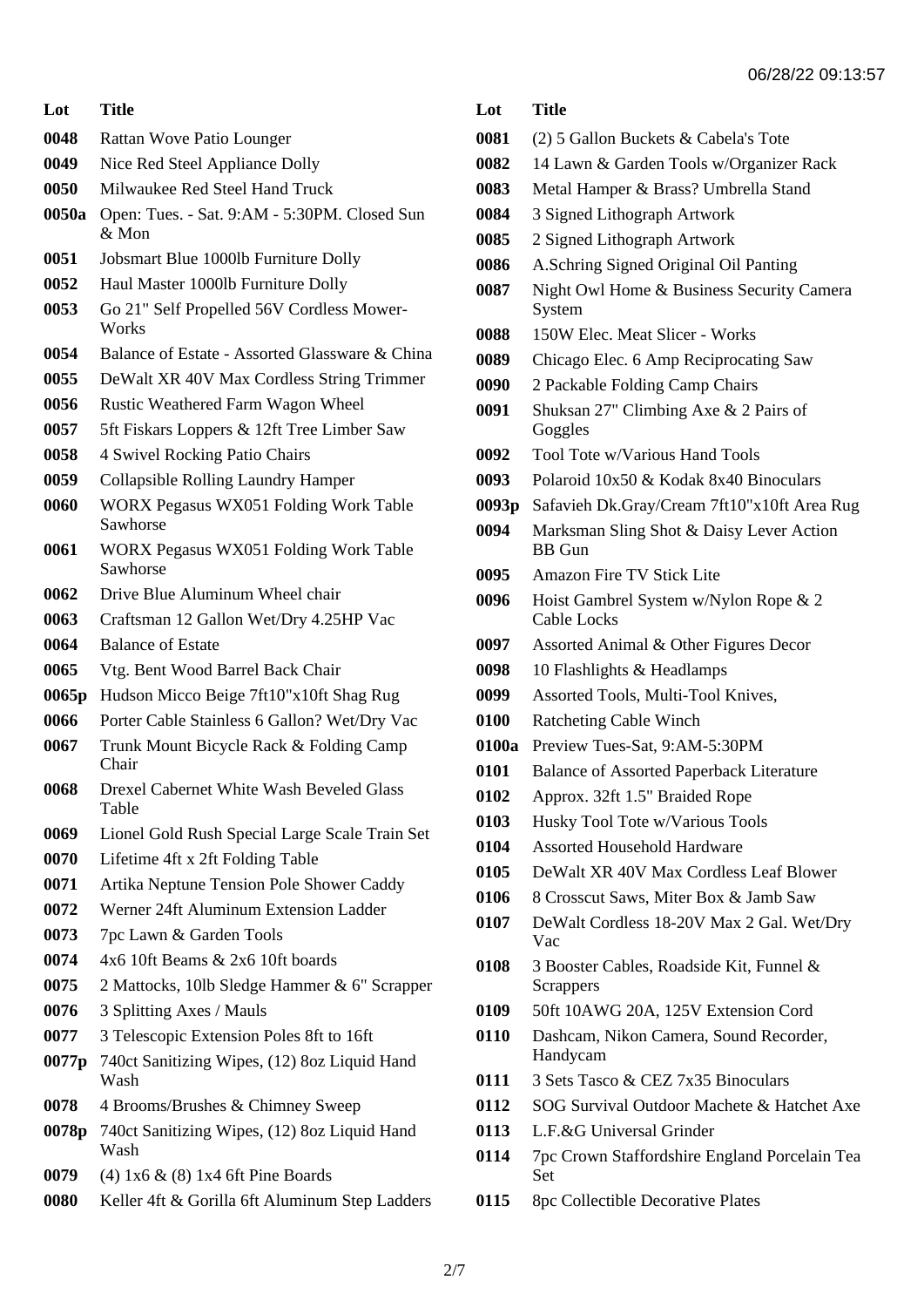| Lot | Title |
|---|---|
| 0048 | Rattan Wove Patio Lounger |
| 0049 | Nice Red Steel Appliance Dolly |
| 0050 | Milwaukee Red Steel Hand Truck |
| 0050a | Open: Tues. - Sat. 9:AM - 5:30PM. Closed Sun & Mon |
| 0051 | Jobsmart Blue 1000lb Furniture Dolly |
| 0052 | Haul Master 1000lb Furniture Dolly |
| 0053 | Go 21" Self Propelled 56V Cordless Mower-Works |
| 0054 | Balance of Estate - Assorted Glassware & China |
| 0055 | DeWalt XR 40V Max Cordless String Trimmer |
| 0056 | Rustic Weathered Farm Wagon Wheel |
| 0057 | 5ft Fiskars Loppers & 12ft Tree Limber Saw |
| 0058 | 4 Swivel Rocking Patio Chairs |
| 0059 | Collapsible Rolling Laundry Hamper |
| 0060 | WORX Pegasus WX051 Folding Work Table Sawhorse |
| 0061 | WORX Pegasus WX051 Folding Work Table Sawhorse |
| 0062 | Drive Blue Aluminum Wheel chair |
| 0063 | Craftsman 12 Gallon Wet/Dry 4.25HP Vac |
| 0064 | Balance of Estate |
| 0065 | Vtg. Bent Wood Barrel Back Chair |
| 0065p | Hudson Micco Beige 7ft10"x10ft Shag Rug |
| 0066 | Porter Cable Stainless 6 Gallon? Wet/Dry Vac |
| 0067 | Trunk Mount Bicycle Rack & Folding Camp Chair |
| 0068 | Drexel Cabernet White Wash Beveled Glass Table |
| 0069 | Lionel Gold Rush Special Large Scale Train Set |
| 0070 | Lifetime 4ft x 2ft Folding Table |
| 0071 | Artika Neptune Tension Pole Shower Caddy |
| 0072 | Werner 24ft Aluminum Extension Ladder |
| 0073 | 7pc Lawn & Garden Tools |
| 0074 | 4x6 10ft Beams & 2x6 10ft boards |
| 0075 | 2 Mattocks, 10lb Sledge Hammer & 6" Scrapper |
| 0076 | 3 Splitting Axes / Mauls |
| 0077 | 3 Telescopic Extension Poles 8ft to 16ft |
| 0077p | 740ct Sanitizing Wipes, (12) 8oz Liquid Hand Wash |
| 0078 | 4 Brooms/Brushes & Chimney Sweep |
| 0078p | 740ct Sanitizing Wipes, (12) 8oz Liquid Hand Wash |
| 0079 | (4) 1x6 & (8) 1x4 6ft Pine Boards |
| 0080 | Keller 4ft & Gorilla 6ft Aluminum Step Ladders |
| 0081 | (2) 5 Gallon Buckets & Cabela's Tote |
| 0082 | 14 Lawn & Garden Tools w/Organizer Rack |
| 0083 | Metal Hamper & Brass? Umbrella Stand |
| 0084 | 3 Signed Lithograph Artwork |
| 0085 | 2 Signed Lithograph Artwork |
| 0086 | A.Schring Signed Original Oil Panting |
| 0087 | Night Owl Home & Business Security Camera System |
| 0088 | 150W Elec. Meat Slicer - Works |
| 0089 | Chicago Elec. 6 Amp Reciprocating Saw |
| 0090 | 2 Packable Folding Camp Chairs |
| 0091 | Shuksan 27" Climbing Axe & 2 Pairs of Goggles |
| 0092 | Tool Tote w/Various Hand Tools |
| 0093 | Polaroid 10x50 & Kodak 8x40 Binoculars |
| 0093p | Safavieh Dk.Gray/Cream 7ft10"x10ft Area Rug |
| 0094 | Marksman Sling Shot & Daisy Lever Action BB Gun |
| 0095 | Amazon Fire TV Stick Lite |
| 0096 | Hoist Gambrel System w/Nylon Rope & 2 Cable Locks |
| 0097 | Assorted Animal & Other Figures Decor |
| 0098 | 10 Flashlights & Headlamps |
| 0099 | Assorted Tools, Multi-Tool Knives, |
| 0100 | Ratcheting Cable Winch |
| 0100a | Preview Tues-Sat, 9:AM-5:30PM |
| 0101 | Balance of Assorted Paperback Literature |
| 0102 | Approx. 32ft 1.5" Braided Rope |
| 0103 | Husky Tool Tote w/Various Tools |
| 0104 | Assorted Household Hardware |
| 0105 | DeWalt XR 40V Max Cordless Leaf Blower |
| 0106 | 8 Crosscut Saws, Miter Box & Jamb Saw |
| 0107 | DeWalt Cordless 18-20V Max 2 Gal. Wet/Dry Vac |
| 0108 | 3 Booster Cables, Roadside Kit, Funnel & Scrappers |
| 0109 | 50ft 10AWG 20A, 125V Extension Cord |
| 0110 | Dashcam, Nikon Camera, Sound Recorder, Handycam |
| 0111 | 3 Sets Tasco & CEZ 7x35 Binoculars |
| 0112 | SOG Survival Outdoor Machete & Hatchet Axe |
| 0113 | L.F.&G Universal Grinder |
| 0114 | 7pc Crown Staffordshire England Porcelain Tea Set |
| 0115 | 8pc Collectible Decorative Plates |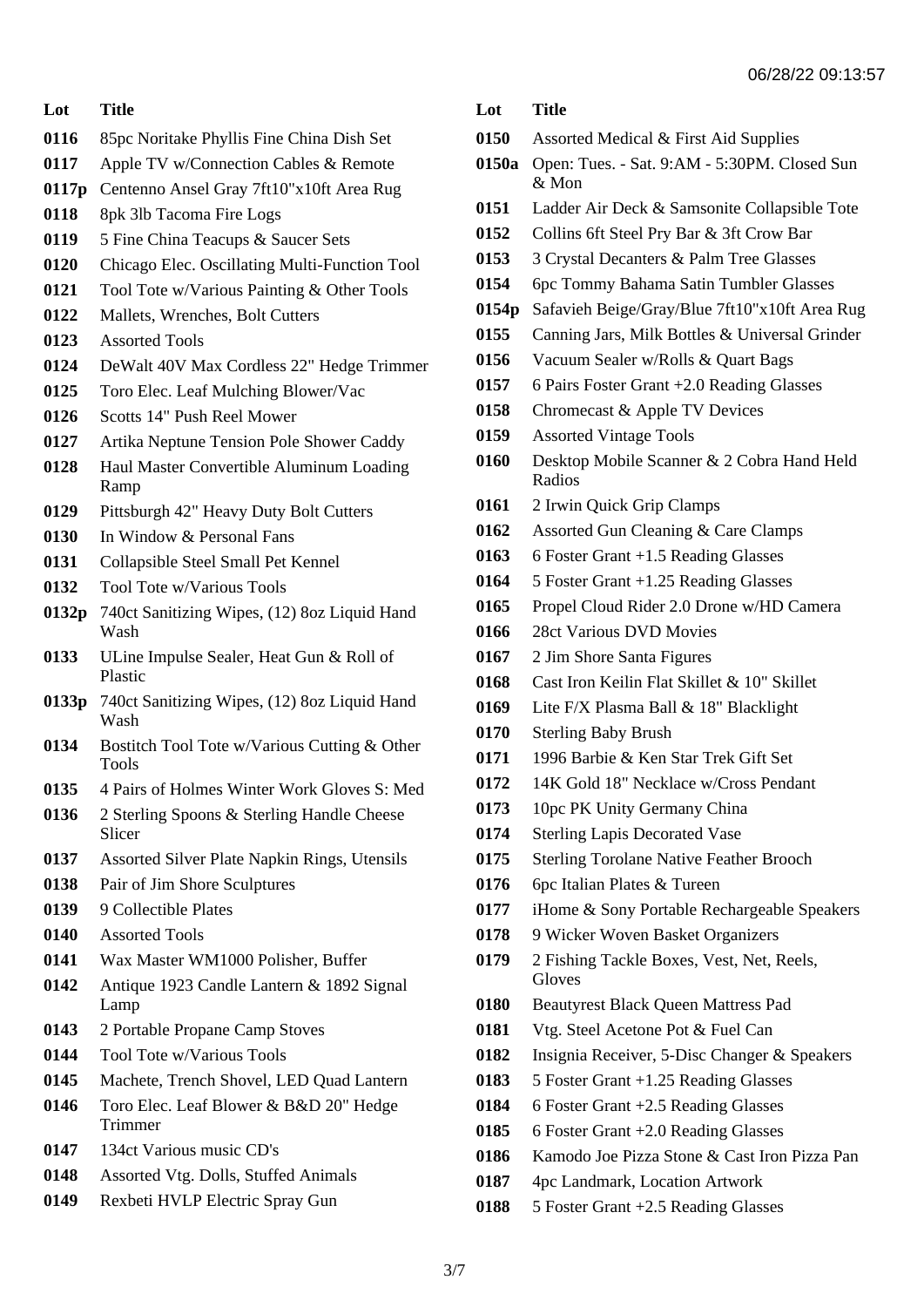06/28/22 09:13:57

| Lot | Title |
|---|---|
| 0116 | 85pc Noritake Phyllis Fine China Dish Set |
| 0117 | Apple TV w/Connection Cables & Remote |
| 0117p | Centenno Ansel Gray 7ft10"x10ft Area Rug |
| 0118 | 8pk 3lb Tacoma Fire Logs |
| 0119 | 5 Fine China Teacups & Saucer Sets |
| 0120 | Chicago Elec. Oscillating Multi-Function Tool |
| 0121 | Tool Tote w/Various Painting & Other Tools |
| 0122 | Mallets, Wrenches, Bolt Cutters |
| 0123 | Assorted Tools |
| 0124 | DeWalt 40V Max Cordless 22" Hedge Trimmer |
| 0125 | Toro Elec. Leaf Mulching Blower/Vac |
| 0126 | Scotts 14" Push Reel Mower |
| 0127 | Artika Neptune Tension Pole Shower Caddy |
| 0128 | Haul Master Convertible Aluminum Loading Ramp |
| 0129 | Pittsburgh 42" Heavy Duty Bolt Cutters |
| 0130 | In Window & Personal Fans |
| 0131 | Collapsible Steel Small Pet Kennel |
| 0132 | Tool Tote w/Various Tools |
| 0132p | 740ct Sanitizing Wipes, (12) 8oz Liquid Hand Wash |
| 0133 | ULine Impulse Sealer, Heat Gun & Roll of Plastic |
| 0133p | 740ct Sanitizing Wipes, (12) 8oz Liquid Hand Wash |
| 0134 | Bostitch Tool Tote w/Various Cutting & Other Tools |
| 0135 | 4 Pairs of Holmes Winter Work Gloves S: Med |
| 0136 | 2 Sterling Spoons & Sterling Handle Cheese Slicer |
| 0137 | Assorted Silver Plate Napkin Rings, Utensils |
| 0138 | Pair of Jim Shore Sculptures |
| 0139 | 9 Collectible Plates |
| 0140 | Assorted Tools |
| 0141 | Wax Master WM1000 Polisher, Buffer |
| 0142 | Antique 1923 Candle Lantern & 1892 Signal Lamp |
| 0143 | 2 Portable Propane Camp Stoves |
| 0144 | Tool Tote w/Various Tools |
| 0145 | Machete, Trench Shovel, LED Quad Lantern |
| 0146 | Toro Elec. Leaf Blower & B&D 20" Hedge Trimmer |
| 0147 | 134ct Various music CD's |
| 0148 | Assorted Vtg. Dolls, Stuffed Animals |
| 0149 | Rexbeti HVLP Electric Spray Gun |
| 0150 | Assorted Medical & First Aid Supplies |
| 0150a | Open: Tues. - Sat. 9:AM - 5:30PM. Closed Sun & Mon |
| 0151 | Ladder Air Deck & Samsonite Collapsible Tote |
| 0152 | Collins 6ft Steel Pry Bar & 3ft Crow Bar |
| 0153 | 3 Crystal Decanters & Palm Tree Glasses |
| 0154 | 6pc Tommy Bahama Satin Tumbler Glasses |
| 0154p | Safavieh Beige/Gray/Blue 7ft10"x10ft Area Rug |
| 0155 | Canning Jars, Milk Bottles & Universal Grinder |
| 0156 | Vacuum Sealer w/Rolls & Quart Bags |
| 0157 | 6 Pairs Foster Grant +2.0 Reading Glasses |
| 0158 | Chromecast & Apple TV Devices |
| 0159 | Assorted Vintage Tools |
| 0160 | Desktop Mobile Scanner & 2 Cobra Hand Held Radios |
| 0161 | 2 Irwin Quick Grip Clamps |
| 0162 | Assorted Gun Cleaning & Care Clamps |
| 0163 | 6 Foster Grant +1.5 Reading Glasses |
| 0164 | 5 Foster Grant +1.25 Reading Glasses |
| 0165 | Propel Cloud Rider 2.0 Drone w/HD Camera |
| 0166 | 28ct Various DVD Movies |
| 0167 | 2 Jim Shore Santa Figures |
| 0168 | Cast Iron Keilin Flat Skillet & 10" Skillet |
| 0169 | Lite F/X Plasma Ball & 18" Blacklight |
| 0170 | Sterling Baby Brush |
| 0171 | 1996 Barbie & Ken Star Trek Gift Set |
| 0172 | 14K Gold 18" Necklace w/Cross Pendant |
| 0173 | 10pc PK Unity Germany China |
| 0174 | Sterling Lapis Decorated Vase |
| 0175 | Sterling Torolane Native Feather Brooch |
| 0176 | 6pc Italian Plates & Tureen |
| 0177 | iHome & Sony Portable Rechargeable Speakers |
| 0178 | 9 Wicker Woven Basket Organizers |
| 0179 | 2 Fishing Tackle Boxes, Vest, Net, Reels, Gloves |
| 0180 | Beautyrest Black Queen Mattress Pad |
| 0181 | Vtg. Steel Acetone Pot & Fuel Can |
| 0182 | Insignia Receiver, 5-Disc Changer & Speakers |
| 0183 | 5 Foster Grant +1.25 Reading Glasses |
| 0184 | 6 Foster Grant +2.5 Reading Glasses |
| 0185 | 6 Foster Grant +2.0 Reading Glasses |
| 0186 | Kamodo Joe Pizza Stone & Cast Iron Pizza Pan |
| 0187 | 4pc Landmark, Location Artwork |
| 0188 | 5 Foster Grant +2.5 Reading Glasses |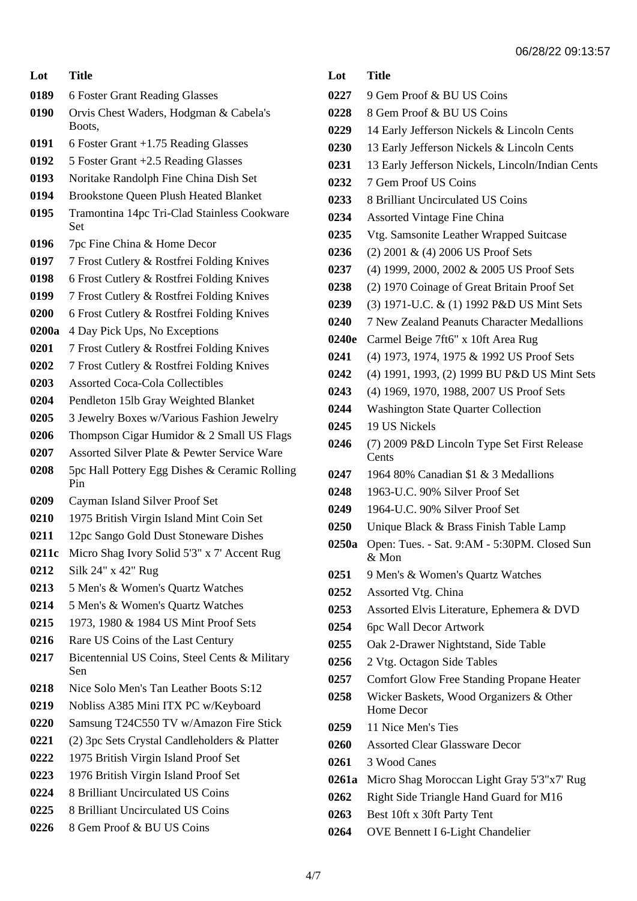| Lot | Title |
|---|---|
| 0189 | 6 Foster Grant Reading Glasses |
| 0190 | Orvis Chest Waders, Hodgman & Cabela's Boots, |
| 0191 | 6 Foster Grant +1.75 Reading Glasses |
| 0192 | 5 Foster Grant +2.5 Reading Glasses |
| 0193 | Noritake Randolph Fine China Dish Set |
| 0194 | Brookstone Queen Plush Heated Blanket |
| 0195 | Tramontina 14pc Tri-Clad Stainless Cookware Set |
| 0196 | 7pc Fine China & Home Decor |
| 0197 | 7 Frost Cutlery & Rostfrei Folding Knives |
| 0198 | 6 Frost Cutlery & Rostfrei Folding Knives |
| 0199 | 7 Frost Cutlery & Rostfrei Folding Knives |
| 0200 | 6 Frost Cutlery & Rostfrei Folding Knives |
| 0200a | 4 Day Pick Ups, No Exceptions |
| 0201 | 7 Frost Cutlery & Rostfrei Folding Knives |
| 0202 | 7 Frost Cutlery & Rostfrei Folding Knives |
| 0203 | Assorted Coca-Cola Collectibles |
| 0204 | Pendleton 15lb Gray Weighted Blanket |
| 0205 | 3 Jewelry Boxes w/Various Fashion Jewelry |
| 0206 | Thompson Cigar Humidor & 2 Small US Flags |
| 0207 | Assorted Silver Plate & Pewter Service Ware |
| 0208 | 5pc Hall Pottery Egg Dishes & Ceramic Rolling Pin |
| 0209 | Cayman Island Silver Proof Set |
| 0210 | 1975 British Virgin Island Mint Coin Set |
| 0211 | 12pc Sango Gold Dust Stoneware Dishes |
| 0211c | Micro Shag Ivory Solid 5'3" x 7' Accent Rug |
| 0212 | Silk 24" x 42" Rug |
| 0213 | 5 Men's & Women's Quartz Watches |
| 0214 | 5 Men's & Women's Quartz Watches |
| 0215 | 1973, 1980 & 1984 US Mint Proof Sets |
| 0216 | Rare US Coins of the Last Century |
| 0217 | Bicentennial US Coins, Steel Cents & Military Sen |
| 0218 | Nice Solo Men's Tan Leather Boots S:12 |
| 0219 | Nobliss A385 Mini ITX PC w/Keyboard |
| 0220 | Samsung T24C550 TV w/Amazon Fire Stick |
| 0221 | (2) 3pc Sets Crystal Candleholders & Platter |
| 0222 | 1975 British Virgin Island Proof Set |
| 0223 | 1976 British Virgin Island Proof Set |
| 0224 | 8 Brilliant Uncirculated US Coins |
| 0225 | 8 Brilliant Uncirculated US Coins |
| 0226 | 8 Gem Proof & BU US Coins |
| 0227 | 9 Gem Proof & BU US Coins |
| 0228 | 8 Gem Proof & BU US Coins |
| 0229 | 14 Early Jefferson Nickels & Lincoln Cents |
| 0230 | 13 Early Jefferson Nickels & Lincoln Cents |
| 0231 | 13 Early Jefferson Nickels, Lincoln/Indian Cents |
| 0232 | 7 Gem Proof US Coins |
| 0233 | 8 Brilliant Uncirculated US Coins |
| 0234 | Assorted Vintage Fine China |
| 0235 | Vtg. Samsonite Leather Wrapped Suitcase |
| 0236 | (2) 2001 & (4) 2006 US Proof Sets |
| 0237 | (4) 1999, 2000, 2002 & 2005 US Proof Sets |
| 0238 | (2) 1970 Coinage of Great Britain Proof Set |
| 0239 | (3) 1971-U.C. & (1) 1992 P&D US Mint Sets |
| 0240 | 7 New Zealand Peanuts Character Medallions |
| 0240e | Carmel Beige 7ft6" x 10ft Area Rug |
| 0241 | (4) 1973, 1974, 1975 & 1992 US Proof Sets |
| 0242 | (4) 1991, 1993, (2) 1999 BU P&D US Mint Sets |
| 0243 | (4) 1969, 1970, 1988, 2007 US Proof Sets |
| 0244 | Washington State Quarter Collection |
| 0245 | 19 US Nickels |
| 0246 | (7) 2009 P&D Lincoln Type Set First Release Cents |
| 0247 | 1964 80% Canadian $1 & 3 Medallions |
| 0248 | 1963-U.C. 90% Silver Proof Set |
| 0249 | 1964-U.C. 90% Silver Proof Set |
| 0250 | Unique Black & Brass Finish Table Lamp |
| 0250a | Open: Tues. - Sat. 9:AM - 5:30PM. Closed Sun & Mon |
| 0251 | 9 Men's & Women's Quartz Watches |
| 0252 | Assorted Vtg. China |
| 0253 | Assorted Elvis Literature, Ephemera & DVD |
| 0254 | 6pc Wall Decor Artwork |
| 0255 | Oak 2-Drawer Nightstand, Side Table |
| 0256 | 2 Vtg. Octagon Side Tables |
| 0257 | Comfort Glow Free Standing Propane Heater |
| 0258 | Wicker Baskets, Wood Organizers & Other Home Decor |
| 0259 | 11 Nice Men's Ties |
| 0260 | Assorted Clear Glassware Decor |
| 0261 | 3 Wood Canes |
| 0261a | Micro Shag Moroccan Light Gray 5'3"x7' Rug |
| 0262 | Right Side Triangle Hand Guard for M16 |
| 0263 | Best 10ft x 30ft Party Tent |
| 0264 | OVE Bennett I 6-Light Chandelier |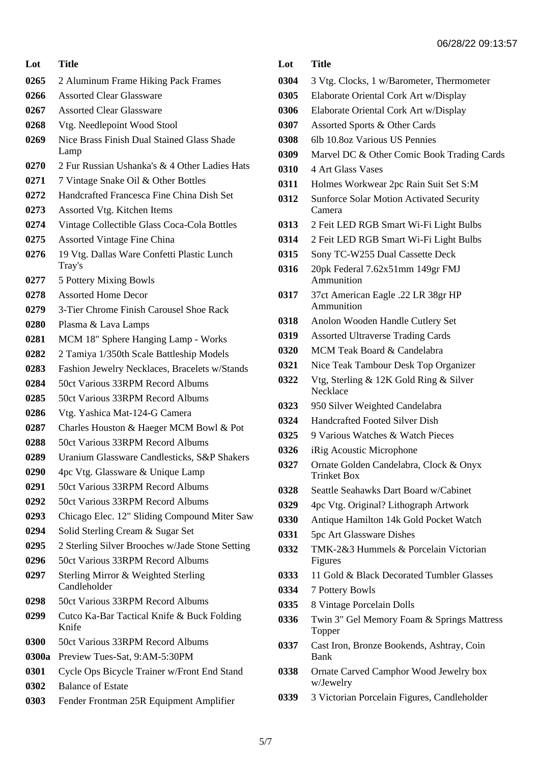06/28/22 09:13:57

| Lot | Title |
| --- | --- |
| 0265 | 2 Aluminum Frame Hiking Pack Frames |
| 0266 | Assorted Clear Glassware |
| 0267 | Assorted Clear Glassware |
| 0268 | Vtg. Needlepoint Wood Stool |
| 0269 | Nice Brass Finish Dual Stained Glass Shade Lamp |
| 0270 | 2 Fur Russian Ushanka's & 4 Other Ladies Hats |
| 0271 | 7 Vintage Snake Oil & Other Bottles |
| 0272 | Handcrafted Francesca Fine China Dish Set |
| 0273 | Assorted Vtg. Kitchen Items |
| 0274 | Vintage Collectible Glass Coca-Cola Bottles |
| 0275 | Assorted Vintage Fine China |
| 0276 | 19 Vtg. Dallas Ware Confetti Plastic Lunch Tray's |
| 0277 | 5 Pottery Mixing Bowls |
| 0278 | Assorted Home Decor |
| 0279 | 3-Tier Chrome Finish Carousel Shoe Rack |
| 0280 | Plasma & Lava Lamps |
| 0281 | MCM 18" Sphere Hanging Lamp - Works |
| 0282 | 2 Tamiya 1/350th Scale Battleship Models |
| 0283 | Fashion Jewelry Necklaces, Bracelets w/Stands |
| 0284 | 50ct Various 33RPM Record Albums |
| 0285 | 50ct Various 33RPM Record Albums |
| 0286 | Vtg. Yashica Mat-124-G Camera |
| 0287 | Charles Houston & Haeger MCM Bowl & Pot |
| 0288 | 50ct Various 33RPM Record Albums |
| 0289 | Uranium Glassware Candlesticks, S&P Shakers |
| 0290 | 4pc Vtg. Glassware & Unique Lamp |
| 0291 | 50ct Various 33RPM Record Albums |
| 0292 | 50ct Various 33RPM Record Albums |
| 0293 | Chicago Elec. 12" Sliding Compound Miter Saw |
| 0294 | Solid Sterling Cream & Sugar Set |
| 0295 | 2 Sterling Silver Brooches w/Jade Stone Setting |
| 0296 | 50ct Various 33RPM Record Albums |
| 0297 | Sterling Mirror & Weighted Sterling Candleholder |
| 0298 | 50ct Various 33RPM Record Albums |
| 0299 | Cutco Ka-Bar Tactical Knife & Buck Folding Knife |
| 0300 | 50ct Various 33RPM Record Albums |
| 0300a | Preview Tues-Sat, 9:AM-5:30PM |
| 0301 | Cycle Ops Bicycle Trainer w/Front End Stand |
| 0302 | Balance of Estate |
| 0303 | Fender Frontman 25R Equipment Amplifier |
| 0304 | 3 Vtg. Clocks, 1 w/Barometer, Thermometer |
| 0305 | Elaborate Oriental Cork Art w/Display |
| 0306 | Elaborate Oriental Cork Art w/Display |
| 0307 | Assorted Sports & Other Cards |
| 0308 | 6lb 10.8oz Various US Pennies |
| 0309 | Marvel DC & Other Comic Book Trading Cards |
| 0310 | 4 Art Glass Vases |
| 0311 | Holmes Workwear 2pc Rain Suit Set S:M |
| 0312 | Sunforce Solar Motion Activated Security Camera |
| 0313 | 2 Feit LED RGB Smart Wi-Fi Light Bulbs |
| 0314 | 2 Feit LED RGB Smart Wi-Fi Light Bulbs |
| 0315 | Sony TC-W255 Dual Cassette Deck |
| 0316 | 20pk Federal 7.62x51mm 149gr FMJ Ammunition |
| 0317 | 37ct American Eagle .22 LR 38gr HP Ammunition |
| 0318 | Anolon Wooden Handle Cutlery Set |
| 0319 | Assorted Ultraverse Trading Cards |
| 0320 | MCM Teak Board & Candelabra |
| 0321 | Nice Teak Tambour Desk Top Organizer |
| 0322 | Vtg, Sterling & 12K Gold Ring & Silver Necklace |
| 0323 | 950 Silver Weighted Candelabra |
| 0324 | Handcrafted Footed Silver Dish |
| 0325 | 9 Various Watches & Watch Pieces |
| 0326 | iRig Acoustic Microphone |
| 0327 | Ornate Golden Candelabra, Clock & Onyx Trinket Box |
| 0328 | Seattle Seahawks Dart Board w/Cabinet |
| 0329 | 4pc Vtg. Original? Lithograph Artwork |
| 0330 | Antique Hamilton 14k Gold Pocket Watch |
| 0331 | 5pc Art Glassware Dishes |
| 0332 | TMK-2&3 Hummels & Porcelain Victorian Figures |
| 0333 | 11 Gold & Black Decorated Tumbler Glasses |
| 0334 | 7 Pottery Bowls |
| 0335 | 8 Vintage Porcelain Dolls |
| 0336 | Twin 3" Gel Memory Foam & Springs Mattress Topper |
| 0337 | Cast Iron, Bronze Bookends, Ashtray, Coin Bank |
| 0338 | Ornate Carved Camphor Wood Jewelry box w/Jewelry |
| 0339 | 3 Victorian Porcelain Figures, Candleholder |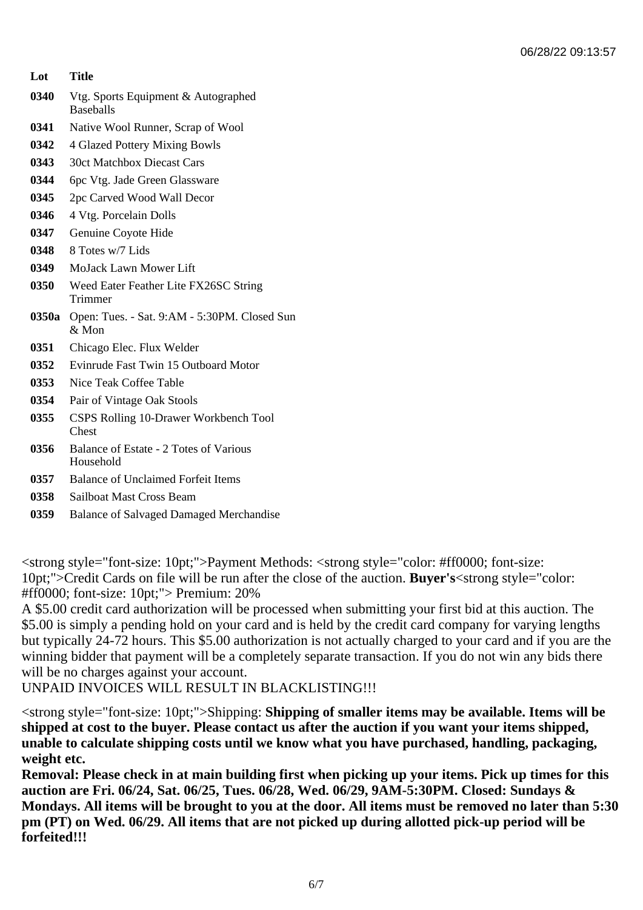| Lot | Title |
| --- | --- |
| 0340 | Vtg. Sports Equipment & Autographed Baseballs |
| 0341 | Native Wool Runner, Scrap of Wool |
| 0342 | 4 Glazed Pottery Mixing Bowls |
| 0343 | 30ct Matchbox Diecast Cars |
| 0344 | 6pc Vtg. Jade Green Glassware |
| 0345 | 2pc Carved Wood Wall Decor |
| 0346 | 4 Vtg. Porcelain Dolls |
| 0347 | Genuine Coyote Hide |
| 0348 | 8 Totes w/7 Lids |
| 0349 | MoJack Lawn Mower Lift |
| 0350 | Weed Eater Feather Lite FX26SC String Trimmer |
| 0350a | Open: Tues. - Sat. 9:AM - 5:30PM. Closed Sun & Mon |
| 0351 | Chicago Elec. Flux Welder |
| 0352 | Evinrude Fast Twin 15 Outboard Motor |
| 0353 | Nice Teak Coffee Table |
| 0354 | Pair of Vintage Oak Stools |
| 0355 | CSPS Rolling 10-Drawer Workbench Tool Chest |
| 0356 | Balance of Estate - 2 Totes of Various Household |
| 0357 | Balance of Unclaimed Forfeit Items |
| 0358 | Sailboat Mast Cross Beam |
| 0359 | Balance of Salvaged Damaged Merchandise |

<strong style="font-size: 10pt;">Payment Methods: <strong style="color: #ff0000; font-size: 10pt;">Credit Cards on file will be run after the close of the auction. **Buyer's**<strong style="color: #ff0000; font-size: 10pt;"> Premium: 20%
A $5.00 credit card authorization will be processed when submitting your first bid at this auction. The $5.00 is simply a pending hold on your card and is held by the credit card company for varying lengths but typically 24-72 hours. This $5.00 authorization is not actually charged to your card and if you are the winning bidder that payment will be a completely separate transaction. If you do not win any bids there will be no charges against your account.
UNPAID INVOICES WILL RESULT IN BLACKLISTING!!!

<strong style="font-size: 10pt;">Shipping: **Shipping of smaller items may be available. Items will be shipped at cost to the buyer. Please contact us after the auction if you want your items shipped, unable to calculate shipping costs until we know what you have purchased, handling, packaging, weight etc.**
**Removal: Please check in at main building first when picking up your items. Pick up times for this auction are Fri. 06/24, Sat. 06/25, Tues. 06/28, Wed. 06/29, 9AM-5:30PM. Closed: Sundays & Mondays. All items will be brought to you at the door. All items must be removed no later than 5:30 pm (PT) on Wed. 06/29. All items that are not picked up during allotted pick-up period will be forfeited!!!**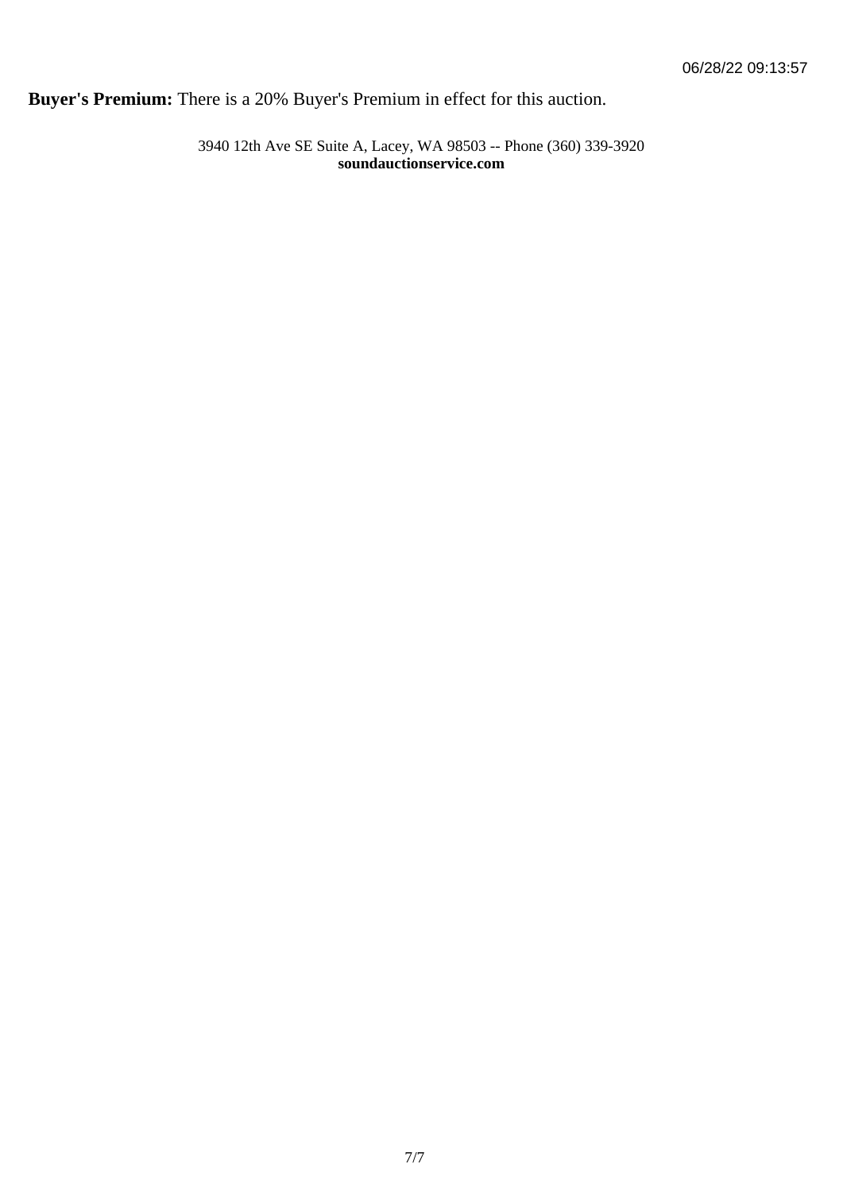**Buyer's Premium:** There is a 20% Buyer's Premium in effect for this auction.

3940 12th Ave SE Suite A, Lacey, WA 98503 -- Phone (360) 339-3920
**soundauctionservice.com**